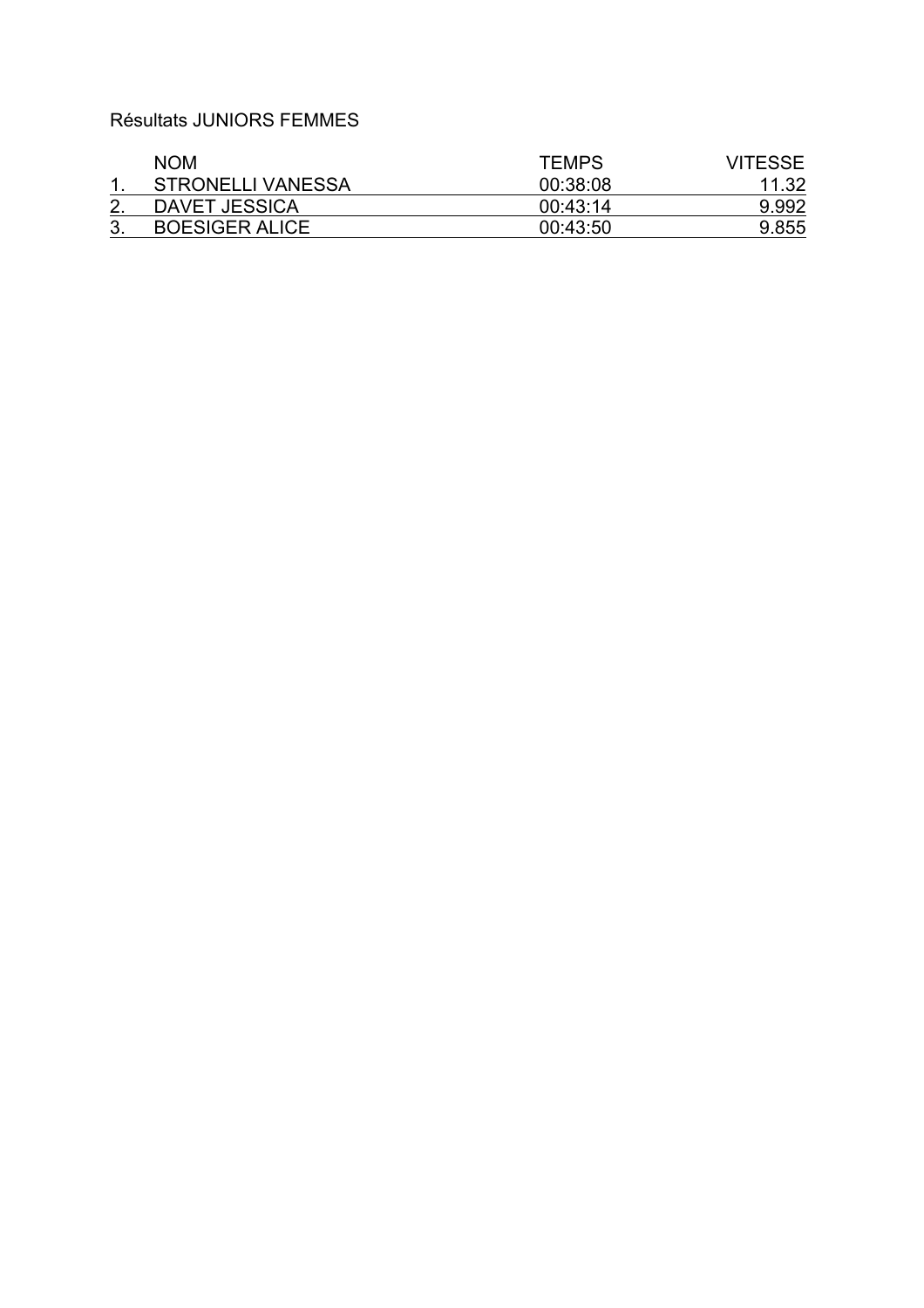Résultats JUNIORS FEMMES

| | NOM | TEMPS | VITESSE |
|---|---|---|---|
| 1. | STRONELLI VANESSA | 00:38:08 | 11.32 |
| 2. | DAVET JESSICA | 00:43:14 | 9.992 |
| 3. | BOESIGER ALICE | 00:43:50 | 9.855 |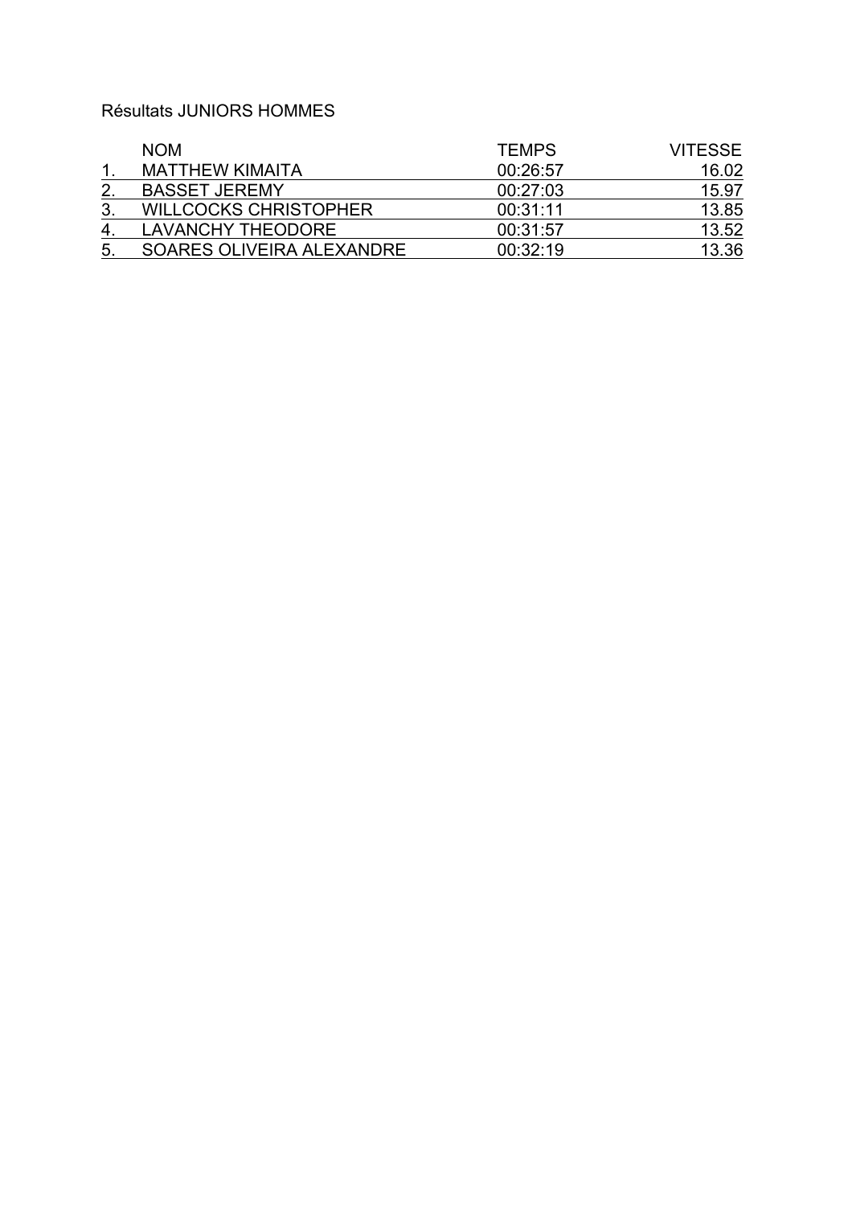Résultats JUNIORS HOMMES

| | NOM | TEMPS | VITESSE |
|---|---|---|---|
| 1. | MATTHEW KIMAITA | 00:26:57 | 16.02 |
| 2. | BASSET JEREMY | 00:27:03 | 15.97 |
| 3. | WILLCOCKS CHRISTOPHER | 00:31:11 | 13.85 |
| 4. | LAVANCHY THEODORE | 00:31:57 | 13.52 |
| 5. | SOARES OLIVEIRA ALEXANDRE | 00:32:19 | 13.36 |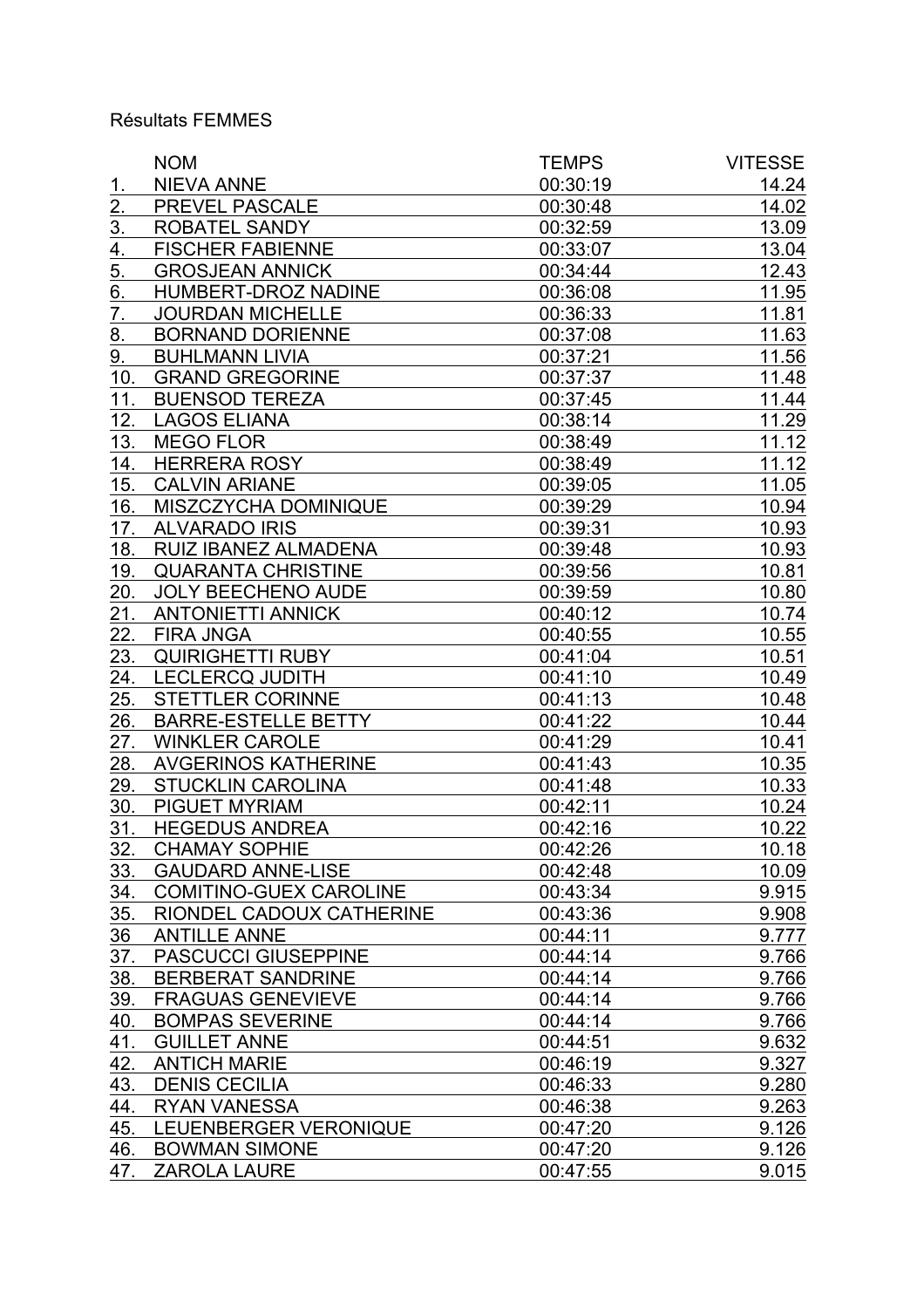Résultats FEMMES

| | NOM | TEMPS | VITESSE |
|---|---|---|---|
| 1. | NIEVA ANNE | 00:30:19 | 14.24 |
| 2. | PREVEL PASCALE | 00:30:48 | 14.02 |
| 3. | ROBATEL SANDY | 00:32:59 | 13.09 |
| 4. | FISCHER FABIENNE | 00:33:07 | 13.04 |
| 5. | GROSJEAN ANNICK | 00:34:44 | 12.43 |
| 6. | HUMBERT-DROZ NADINE | 00:36:08 | 11.95 |
| 7. | JOURDAN MICHELLE | 00:36:33 | 11.81 |
| 8. | BORNAND DORIENNE | 00:37:08 | 11.63 |
| 9. | BUHLMANN LIVIA | 00:37:21 | 11.56 |
| 10. | GRAND GREGORINE | 00:37:37 | 11.48 |
| 11. | BUENSOD TEREZA | 00:37:45 | 11.44 |
| 12. | LAGOS ELIANA | 00:38:14 | 11.29 |
| 13. | MEGO FLOR | 00:38:49 | 11.12 |
| 14. | HERRERA ROSY | 00:38:49 | 11.12 |
| 15. | CALVIN ARIANE | 00:39:05 | 11.05 |
| 16. | MISZCZYCHA DOMINIQUE | 00:39:29 | 10.94 |
| 17. | ALVARADO IRIS | 00:39:31 | 10.93 |
| 18. | RUIZ IBANEZ ALMADENA | 00:39:48 | 10.93 |
| 19. | QUARANTA CHRISTINE | 00:39:56 | 10.81 |
| 20. | JOLY BEECHENO AUDE | 00:39:59 | 10.80 |
| 21. | ANTONIETTI ANNICK | 00:40:12 | 10.74 |
| 22. | FIRA JNGA | 00:40:55 | 10.55 |
| 23. | QUIRIGHETTI RUBY | 00:41:04 | 10.51 |
| 24. | LECLERCQ JUDITH | 00:41:10 | 10.49 |
| 25. | STETTLER CORINNE | 00:41:13 | 10.48 |
| 26. | BARRE-ESTELLE BETTY | 00:41:22 | 10.44 |
| 27. | WINKLER CAROLE | 00:41:29 | 10.41 |
| 28. | AVGERINOS KATHERINE | 00:41:43 | 10.35 |
| 29. | STUCKLIN CAROLINA | 00:41:48 | 10.33 |
| 30. | PIGUET MYRIAM | 00:42:11 | 10.24 |
| 31. | HEGEDUS ANDREA | 00:42:16 | 10.22 |
| 32. | CHAMAY SOPHIE | 00:42:26 | 10.18 |
| 33. | GAUDARD ANNE-LISE | 00:42:48 | 10.09 |
| 34. | COMITINO-GUEX CAROLINE | 00:43:34 | 9.915 |
| 35. | RIONDEL CADOUX CATHERINE | 00:43:36 | 9.908 |
| 36 | ANTILLE ANNE | 00:44:11 | 9.777 |
| 37. | PASCUCCI GIUSEPPINE | 00:44:14 | 9.766 |
| 38. | BERBERAT SANDRINE | 00:44:14 | 9.766 |
| 39. | FRAGUAS GENEVIEVE | 00:44:14 | 9.766 |
| 40. | BOMPAS SEVERINE | 00:44:14 | 9.766 |
| 41. | GUILLET ANNE | 00:44:51 | 9.632 |
| 42. | ANTICH MARIE | 00:46:19 | 9.327 |
| 43. | DENIS CECILIA | 00:46:33 | 9.280 |
| 44. | RYAN VANESSA | 00:46:38 | 9.263 |
| 45. | LEUENBERGER VERONIQUE | 00:47:20 | 9.126 |
| 46. | BOWMAN SIMONE | 00:47:20 | 9.126 |
| 47. | ZAROLA LAURE | 00:47:55 | 9.015 |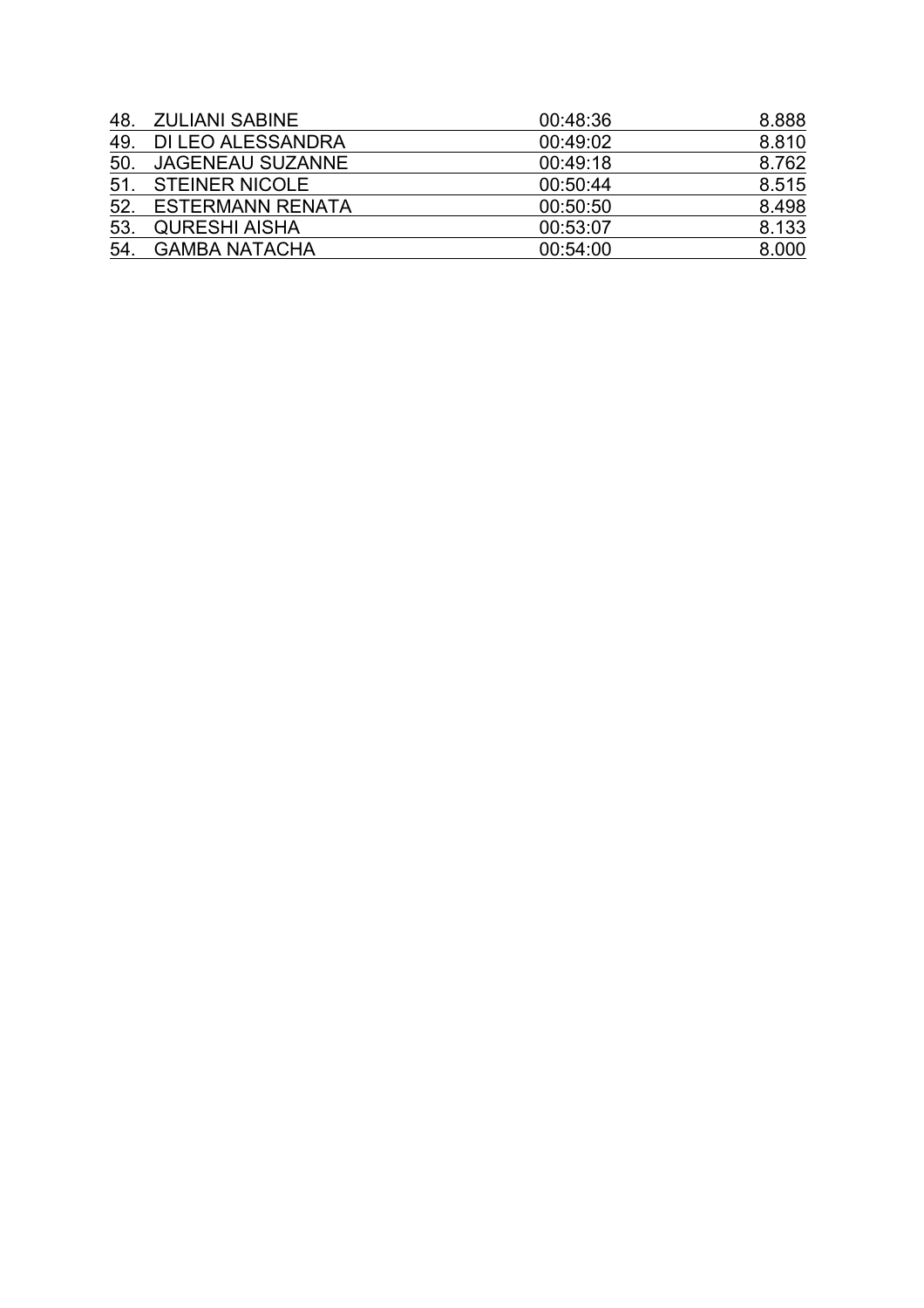| | | | |
|---|---|---|---|
| 48. | ZULIANI SABINE | 00:48:36 | 8.888 |
| 49. | DI LEO ALESSANDRA | 00:49:02 | 8.810 |
| 50. | JAGENEAU SUZANNE | 00:49:18 | 8.762 |
| 51. | STEINER NICOLE | 00:50:44 | 8.515 |
| 52. | ESTERMANN RENATA | 00:50:50 | 8.498 |
| 53. | QURESHI AISHA | 00:53:07 | 8.133 |
| 54. | GAMBA NATACHA | 00:54:00 | 8.000 |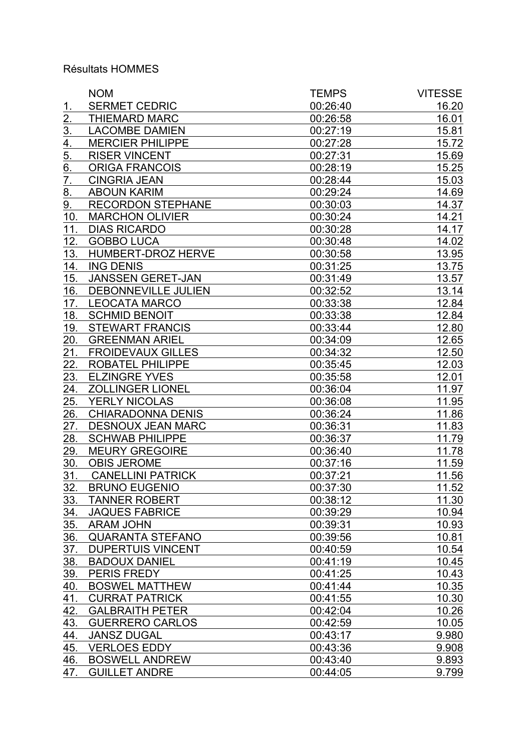Résultats HOMMES

| | NOM | TEMPS | VITESSE |
|---|---|---|---|
| 1. | SERMET CEDRIC | 00:26:40 | 16.20 |
| 2. | THIEMARD MARC | 00:26:58 | 16.01 |
| 3. | LACOMBE DAMIEN | 00:27:19 | 15.81 |
| 4. | MERCIER PHILIPPE | 00:27:28 | 15.72 |
| 5. | RISER VINCENT | 00:27:31 | 15.69 |
| 6. | ORIGA FRANCOIS | 00:28:19 | 15.25 |
| 7. | CINGRIA JEAN | 00:28:44 | 15.03 |
| 8. | ABOUN KARIM | 00:29:24 | 14.69 |
| 9. | RECORDON STEPHANE | 00:30:03 | 14.37 |
| 10. | MARCHON OLIVIER | 00:30:24 | 14.21 |
| 11. | DIAS RICARDO | 00:30:28 | 14.17 |
| 12. | GOBBO LUCA | 00:30:48 | 14.02 |
| 13. | HUMBERT-DROZ HERVE | 00:30:58 | 13.95 |
| 14. | ING DENIS | 00:31:25 | 13.75 |
| 15. | JANSSEN GERET-JAN | 00:31:49 | 13.57 |
| 16. | DEBONNEVILLE JULIEN | 00:32:52 | 13.14 |
| 17. | LEOCATA MARCO | 00:33:38 | 12.84 |
| 18. | SCHMID BENOIT | 00:33:38 | 12.84 |
| 19. | STEWART FRANCIS | 00:33:44 | 12.80 |
| 20. | GREENMAN ARIEL | 00:34:09 | 12.65 |
| 21. | FROIDEVAUX GILLES | 00:34:32 | 12.50 |
| 22. | ROBATEL PHILIPPE | 00:35:45 | 12.03 |
| 23. | ELZINGRE YVES | 00:35:58 | 12.01 |
| 24. | ZOLLINGER LIONEL | 00:36:04 | 11.97 |
| 25. | YERLY NICOLAS | 00:36:08 | 11.95 |
| 26. | CHIARADONNA DENIS | 00:36:24 | 11.86 |
| 27. | DESNOUX JEAN MARC | 00:36:31 | 11.83 |
| 28. | SCHWAB PHILIPPE | 00:36:37 | 11.79 |
| 29. | MEURY GREGOIRE | 00:36:40 | 11.78 |
| 30. | OBIS JEROME | 00:37:16 | 11.59 |
| 31. | CANELLINI PATRICK | 00:37:21 | 11.56 |
| 32. | BRUNO EUGENIO | 00:37:30 | 11.52 |
| 33. | TANNER ROBERT | 00:38:12 | 11.30 |
| 34. | JAQUES FABRICE | 00:39:29 | 10.94 |
| 35. | ARAM JOHN | 00:39:31 | 10.93 |
| 36. | QUARANTA STEFANO | 00:39:56 | 10.81 |
| 37. | DUPERTUIS VINCENT | 00:40:59 | 10.54 |
| 38. | BADOUX DANIEL | 00:41:19 | 10.45 |
| 39. | PERIS FREDY | 00:41:25 | 10.43 |
| 40. | BOSWEL MATTHEW | 00:41:44 | 10.35 |
| 41. | CURRAT PATRICK | 00:41:55 | 10.30 |
| 42. | GALBRAITH PETER | 00:42:04 | 10.26 |
| 43. | GUERRERO CARLOS | 00:42:59 | 10.05 |
| 44. | JANSZ DUGAL | 00:43:17 | 9.980 |
| 45. | VERLOES EDDY | 00:43:36 | 9.908 |
| 46. | BOSWELL ANDREW | 00:43:40 | 9.893 |
| 47. | GUILLET ANDRE | 00:44:05 | 9.799 |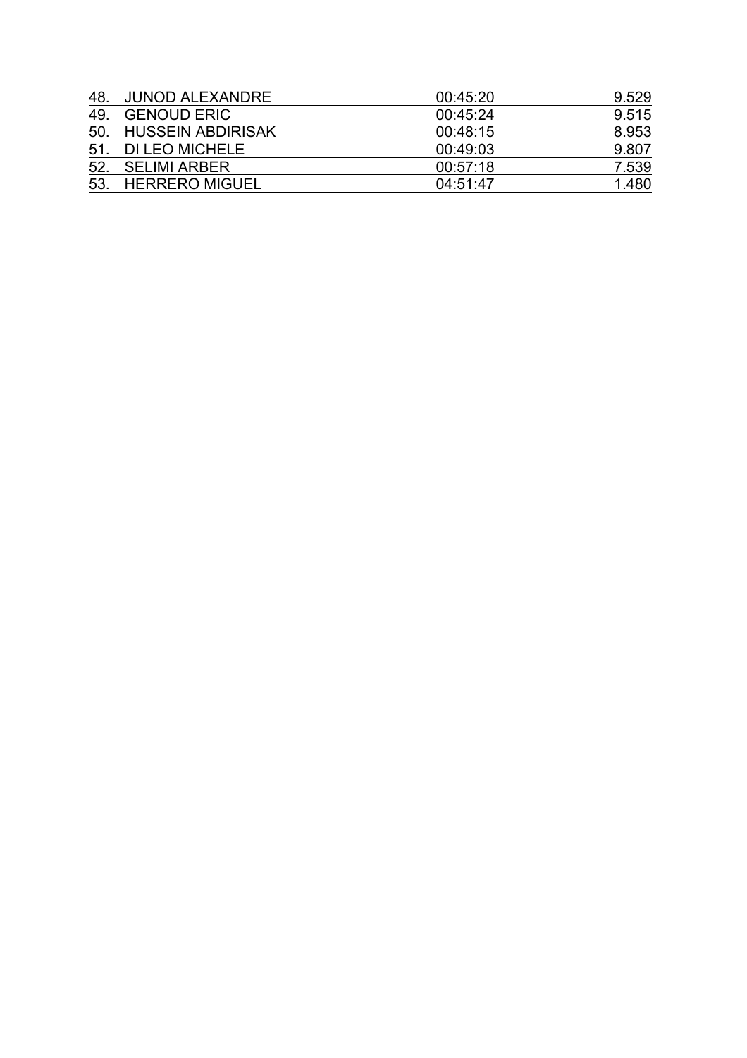| | | | |
|---|---|---|---|
| 48. | JUNOD ALEXANDRE | 00:45:20 | 9.529 |
| 49. | GENOUD ERIC | 00:45:24 | 9.515 |
| 50. | HUSSEIN ABDIRISAK | 00:48:15 | 8.953 |
| 51. | DI LEO MICHELE | 00:49:03 | 9.807 |
| 52. | SELIMI ARBER | 00:57:18 | 7.539 |
| 53. | HERRERO MIGUEL | 04:51:47 | 1.480 |